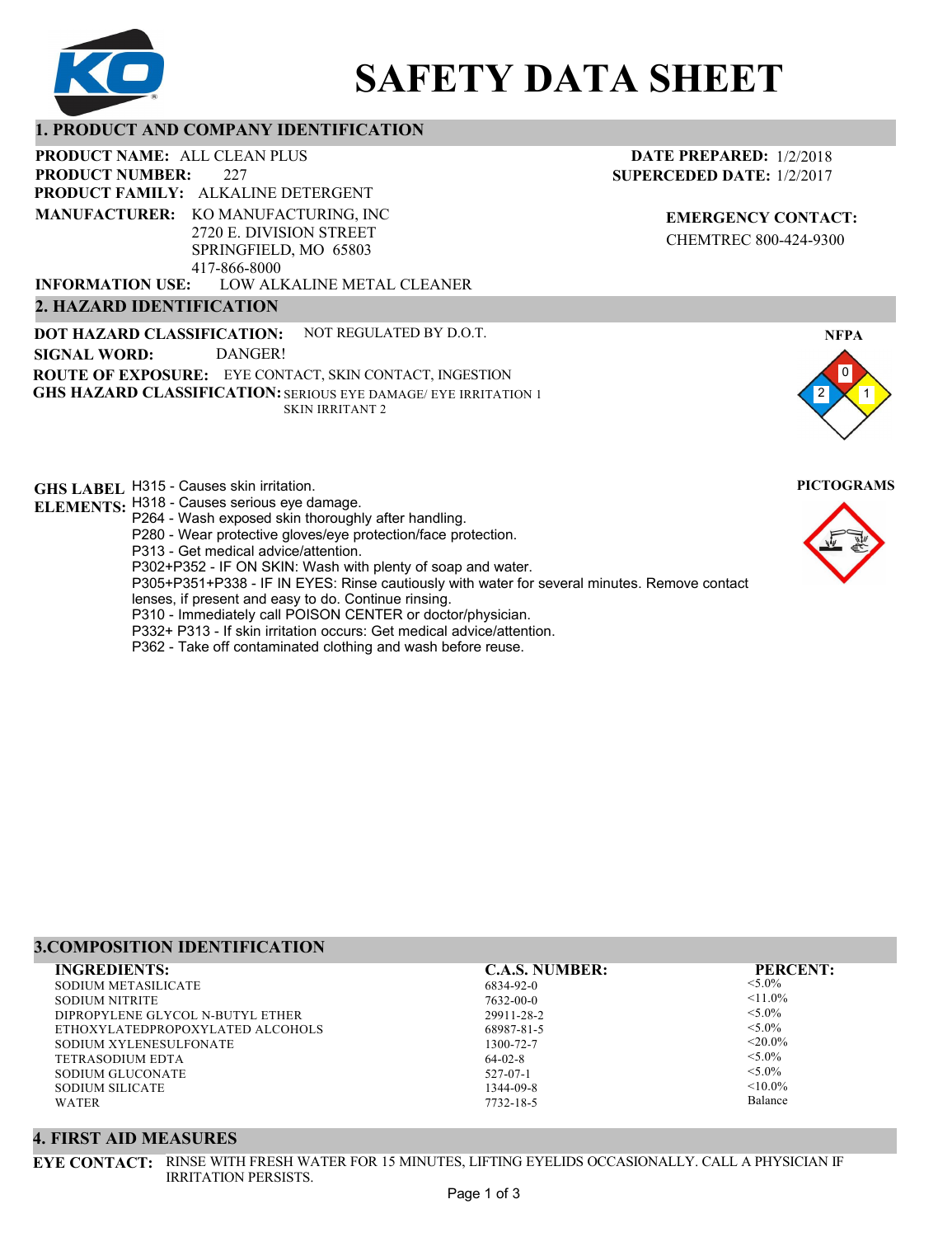# SAFETY DATA SHEET

## 1. PRODUCT AND COMPANY IDENTIFICATION

**PRODUCT NAME:** ALL CLEAN PLUS
**PRODUCT NUMBER:** 227
**PRODUCT FAMILY:** ALKALINE DETERGENT
**MANUFACTURER:** KO MANUFACTURING, INC
2720 E. DIVISION STREET
SPRINGFIELD, MO 65803
417-866-8000
**INFORMATION USE:** LOW ALKALINE METAL CLEANER

**DATE PREPARED:** 1/2/2018
**SUPERCEDED DATE:** 1/2/2017

**EMERGENCY CONTACT:**
CHEMTREC 800-424-9300

## 2. HAZARD IDENTIFICATION

**DOT HAZARD CLASSIFICATION:** NOT REGULATED BY D.O.T.
**SIGNAL WORD:** DANGER!
**ROUTE OF EXPOSURE:** EYE CONTACT, SKIN CONTACT, INGESTION
**GHS HAZARD CLASSIFICATION:** SERIOUS EYE DAMAGE/ EYE IRRITATION 1
SKIN IRRITANT 2

**NFPA**

Health: 2, Flammability: 0, Reactivity: 1

**GHS LABEL ELEMENTS:**
H315 - Causes skin irritation.
H318 - Causes serious eye damage.
P264 - Wash exposed skin thoroughly after handling.
P280 - Wear protective gloves/eye protection/face protection.
P313 - Get medical advice/attention.
P302+P352 - IF ON SKIN: Wash with plenty of soap and water.
P305+P351+P338 - IF IN EYES: Rinse cautiously with water for several minutes. Remove contact lenses, if present and easy to do. Continue rinsing.
P310 - Immediately call POISON CENTER or doctor/physician.
P332+ P313 - If skin irritation occurs: Get medical advice/attention.
P362 - Take off contaminated clothing and wash before reuse.

**PICTOGRAMS**

## 3. COMPOSITION IDENTIFICATION

| INGREDIENTS: | C.A.S. NUMBER: | PERCENT: |
|---|---|---|
| SODIUM METASILICATE | 6834-92-0 | <5.0% |
| SODIUM NITRITE | 7632-00-0 | <11.0% |
| DIPROPYLENE GLYCOL N-BUTYL ETHER | 29911-28-2 | <5.0% |
| ETHOXYLATEDPROPOXYLATED ALCOHOLS | 68987-81-5 | <5.0% |
| SODIUM XYLENESULFONATE | 1300-72-7 | <20.0% |
| TETRASODIUM EDTA | 64-02-8 | <5.0% |
| SODIUM GLUCONATE | 527-07-1 | <5.0% |
| SODIUM SILICATE | 1344-09-8 | <10.0% |
| WATER | 7732-18-5 | Balance |

## 4. FIRST AID MEASURES

**EYE CONTACT:** RINSE WITH FRESH WATER FOR 15 MINUTES, LIFTING EYELIDS OCCASIONALLY. CALL A PHYSICIAN IF IRRITATION PERSISTS.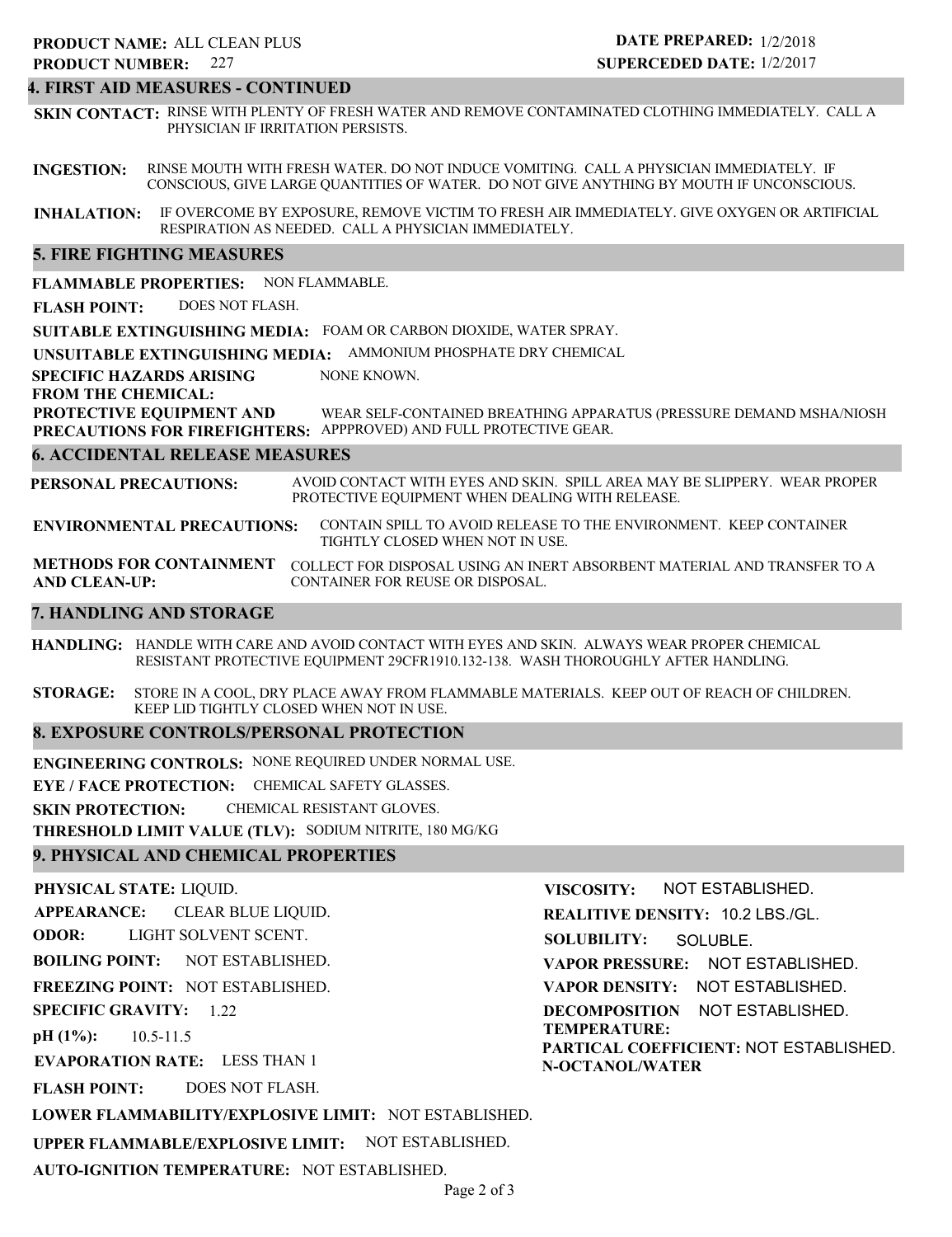**PRODUCT NAME:** ALL CLEAN PLUS
**PRODUCT NUMBER:** 227

**DATE PREPARED:** 1/2/2018
**SUPERCEDED DATE:** 1/2/2017

## 4. FIRST AID MEASURES - CONTINUED

**SKIN CONTACT:** RINSE WITH PLENTY OF FRESH WATER AND REMOVE CONTAMINATED CLOTHING IMMEDIATELY. CALL A PHYSICIAN IF IRRITATION PERSISTS.

**INGESTION:** RINSE MOUTH WITH FRESH WATER. DO NOT INDUCE VOMITING. CALL A PHYSICIAN IMMEDIATELY. IF CONSCIOUS, GIVE LARGE QUANTITIES OF WATER. DO NOT GIVE ANYTHING BY MOUTH IF UNCONSCIOUS.

**INHALATION:** IF OVERCOME BY EXPOSURE, REMOVE VICTIM TO FRESH AIR IMMEDIATELY. GIVE OXYGEN OR ARTIFICIAL RESPIRATION AS NEEDED. CALL A PHYSICIAN IMMEDIATELY.

## 5. FIRE FIGHTING MEASURES

**FLAMMABLE PROPERTIES:** NON FLAMMABLE.

**FLASH POINT:** DOES NOT FLASH.

**SUITABLE EXTINGUISHING MEDIA:** FOAM OR CARBON DIOXIDE, WATER SPRAY.

**UNSUITABLE EXTINGUISHING MEDIA:** AMMONIUM PHOSPHATE DRY CHEMICAL

**SPECIFIC HAZARDS ARISING FROM THE CHEMICAL:** NONE KNOWN.

**PROTECTIVE EQUIPMENT AND PRECAUTIONS FOR FIREFIGHTERS:** WEAR SELF-CONTAINED BREATHING APPARATUS (PRESSURE DEMAND MSHA/NIOSH APPPROVED) AND FULL PROTECTIVE GEAR.

## 6. ACCIDENTAL RELEASE MEASURES

**PERSONAL PRECAUTIONS:** AVOID CONTACT WITH EYES AND SKIN. SPILL AREA MAY BE SLIPPERY. WEAR PROPER PROTECTIVE EQUIPMENT WHEN DEALING WITH RELEASE.

**ENVIRONMENTAL PRECAUTIONS:** CONTAIN SPILL TO AVOID RELEASE TO THE ENVIRONMENT. KEEP CONTAINER TIGHTLY CLOSED WHEN NOT IN USE.

**METHODS FOR CONTAINMENT AND CLEAN-UP:** COLLECT FOR DISPOSAL USING AN INERT ABSORBENT MATERIAL AND TRANSFER TO A CONTAINER FOR REUSE OR DISPOSAL.

## 7. HANDLING AND STORAGE

**HANDLING:** HANDLE WITH CARE AND AVOID CONTACT WITH EYES AND SKIN. ALWAYS WEAR PROPER CHEMICAL RESISTANT PROTECTIVE EQUIPMENT 29CFR1910.132-138. WASH THOROUGHLY AFTER HANDLING.

**STORAGE:** STORE IN A COOL, DRY PLACE AWAY FROM FLAMMABLE MATERIALS. KEEP OUT OF REACH OF CHILDREN. KEEP LID TIGHTLY CLOSED WHEN NOT IN USE.

## 8. EXPOSURE CONTROLS/PERSONAL PROTECTION

**ENGINEERING CONTROLS:** NONE REQUIRED UNDER NORMAL USE.

**EYE / FACE PROTECTION:** CHEMICAL SAFETY GLASSES.

**SKIN PROTECTION:** CHEMICAL RESISTANT GLOVES.

**THRESHOLD LIMIT VALUE (TLV):** SODIUM NITRITE, 180 MG/KG

## 9. PHYSICAL AND CHEMICAL PROPERTIES

**PHYSICAL STATE:** LIQUID.

**APPEARANCE:** CLEAR BLUE LIQUID.

**ODOR:** LIGHT SOLVENT SCENT.

**BOILING POINT:** NOT ESTABLISHED.

**FREEZING POINT:** NOT ESTABLISHED.

**SPECIFIC GRAVITY:** 1.22

**pH (1%):** 10.5-11.5

**EVAPORATION RATE:** LESS THAN 1

**FLASH POINT:** DOES NOT FLASH.

**LOWER FLAMMABILITY/EXPLOSIVE LIMIT:** NOT ESTABLISHED.

**UPPER FLAMMABLE/EXPLOSIVE LIMIT:** NOT ESTABLISHED.

**AUTO-IGNITION TEMPERATURE:** NOT ESTABLISHED.

**VISCOSITY:** NOT ESTABLISHED.

**REALITIVE DENSITY:** 10.2 LBS./GL.

**SOLUBILITY:** SOLUBLE.

**VAPOR PRESSURE:** NOT ESTABLISHED.

**VAPOR DENSITY:** NOT ESTABLISHED.

**DECOMPOSITION TEMPERATURE:** NOT ESTABLISHED.

**PARTICAL COEFFICIENT: N-OCTANOL/WATER** NOT ESTABLISHED.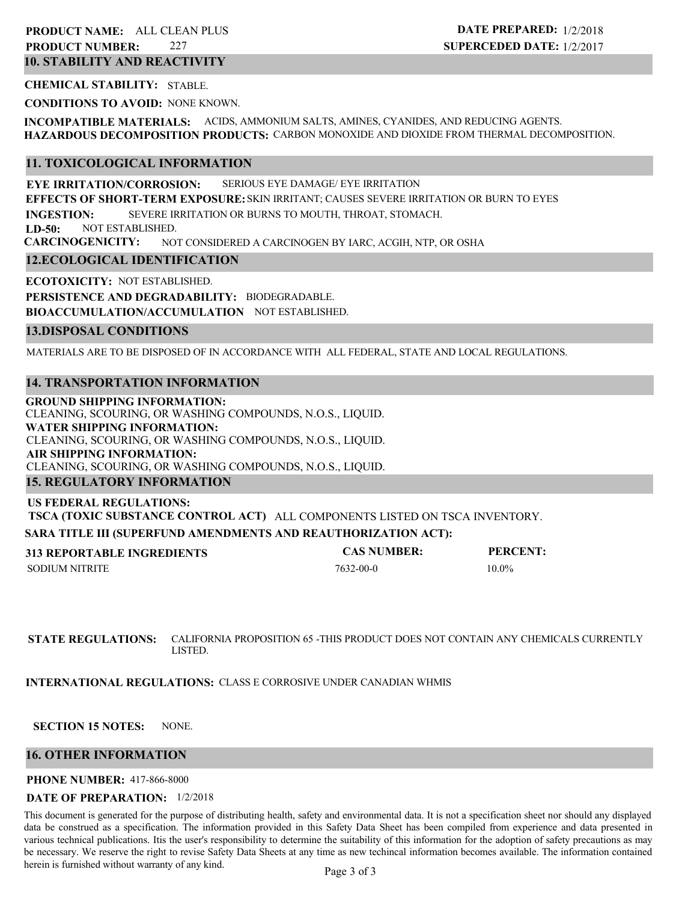**PRODUCT NAME:** ALL CLEAN PLUS
**PRODUCT NUMBER:** 227

**DATE PREPARED:** 1/2/2018
**SUPERCEDED DATE:** 1/2/2017

## 10. STABILITY AND REACTIVITY

**CHEMICAL STABILITY:** STABLE.

**CONDITIONS TO AVOID:** NONE KNOWN.

**INCOMPATIBLE MATERIALS:** ACIDS, AMMONIUM SALTS, AMINES, CYANIDES, AND REDUCING AGENTS.

**HAZARDOUS DECOMPOSITION PRODUCTS:** CARBON MONOXIDE AND DIOXIDE FROM THERMAL DECOMPOSITION.

## 11. TOXICOLOGICAL INFORMATION

**EYE IRRITATION/CORROSION:** SERIOUS EYE DAMAGE/ EYE IRRITATION

**EFFECTS OF SHORT-TERM EXPOSURE:** SKIN IRRITANT; CAUSES SEVERE IRRITATION OR BURN TO EYES

**INGESTION:** SEVERE IRRITATION OR BURNS TO MOUTH, THROAT, STOMACH.

**LD-50:** NOT ESTABLISHED.

**CARCINOGENICITY:** NOT CONSIDERED A CARCINOGEN BY IARC, ACGIH, NTP, OR OSHA

## 12.ECOLOGICAL IDENTIFICATION

**ECOTOXICITY:** NOT ESTABLISHED.

**PERSISTENCE AND DEGRADABILITY:** BIODEGRADABLE.

**BIOACCUMULATION/ACCUMULATION** NOT ESTABLISHED.

## 13.DISPOSAL CONDITIONS

MATERIALS ARE TO BE DISPOSED OF IN ACCORDANCE WITH ALL FEDERAL, STATE AND LOCAL REGULATIONS.

## 14. TRANSPORTATION INFORMATION

**GROUND SHIPPING INFORMATION:**
CLEANING, SCOURING, OR WASHING COMPOUNDS, N.O.S., LIQUID.

**WATER SHIPPING INFORMATION:**
CLEANING, SCOURING, OR WASHING COMPOUNDS, N.O.S., LIQUID.

**AIR SHIPPING INFORMATION:**
CLEANING, SCOURING, OR WASHING COMPOUNDS, N.O.S., LIQUID.

## 15. REGULATORY INFORMATION

**US FEDERAL REGULATIONS:**

**TSCA (TOXIC SUBSTANCE CONTROL ACT)** ALL COMPONENTS LISTED ON TSCA INVENTORY.

**SARA TITLE III (SUPERFUND AMENDMENTS AND REAUTHORIZATION ACT):**

| 313 REPORTABLE INGREDIENTS | CAS NUMBER: | PERCENT: |
|---|---|---|
| SODIUM NITRITE | 7632-00-0 | 10.0% |

**STATE REGULATIONS:** CALIFORNIA PROPOSITION 65 -THIS PRODUCT DOES NOT CONTAIN ANY CHEMICALS CURRENTLY LISTED.

**INTERNATIONAL REGULATIONS:** CLASS E CORROSIVE UNDER CANADIAN WHMIS

**SECTION 15 NOTES:** NONE.

## 16. OTHER INFORMATION

**PHONE NUMBER:** 417-866-8000

**DATE OF PREPARATION:** 1/2/2018

This document is generated for the purpose of distributing health, safety and environmental data. It is not a specification sheet nor should any displayed data be construed as a specification. The information provided in this Safety Data Sheet has been compiled from experience and data presented in various technical publications. Itis the user's responsibility to determine the suitability of this information for the adoption of safety precautions as may be necessary. We reserve the right to revise Safety Data Sheets at any time as new techincal information becomes available. The information contained herein is furnished without warranty of any kind.